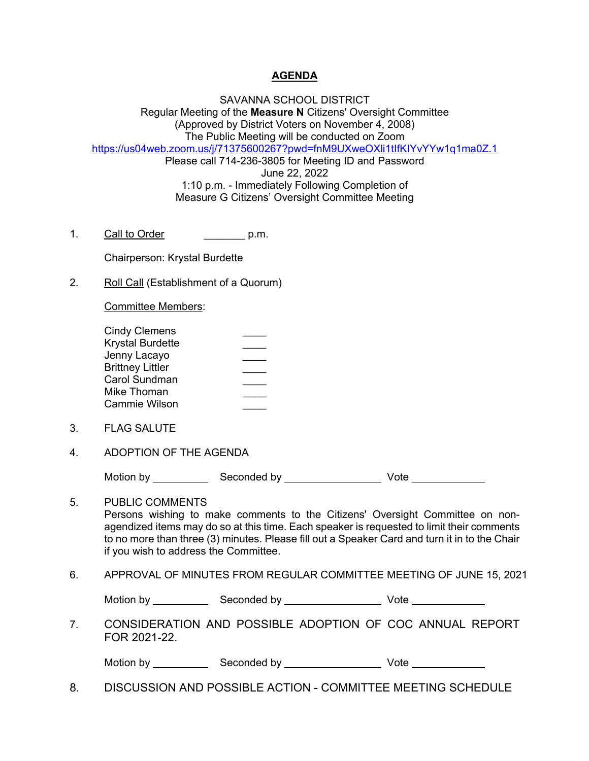# AGENDA

SAVANNA SCHOOL DISTRICT
Regular Meeting of the **Measure N** Citizens' Oversight Committee
(Approved by District Voters on November 4, 2008)
The Public Meeting will be conducted on Zoom
https://us04web.zoom.us/j/71375600267?pwd=fnM9UXweOXli1tIfKIYvYYw1q1ma0Z.1
Please call 714-236-3805 for Meeting ID and Password
June 22, 2022
1:10 p.m. - Immediately Following Completion of
Measure G Citizens' Oversight Committee Meeting

1. Call to Order _______ p.m.

   Chairperson: Krystal Burdette

2. Roll Call (Establishment of a Quorum)

   Committee Members:

   Cindy Clemens ____
   Krystal Burdette ____
   Jenny Lacayo ____
   Brittney Littler ____
   Carol Sundman ____
   Mike Thoman ____
   Cammie Wilson ____

3. FLAG SALUTE

4. ADOPTION OF THE AGENDA

   Motion by __________ Seconded by _________________ Vote _____________

5. PUBLIC COMMENTS
   Persons wishing to make comments to the Citizens' Oversight Committee on non-agendized items may do so at this time. Each speaker is requested to limit their comments to no more than three (3) minutes. Please fill out a Speaker Card and turn it in to the Chair if you wish to address the Committee.

6. APPROVAL OF MINUTES FROM REGULAR COMMITTEE MEETING OF JUNE 15, 2021

   Motion by __________ Seconded by _________________ Vote _____________

7. CONSIDERATION AND POSSIBLE ADOPTION OF COC ANNUAL REPORT FOR 2021-22.

   Motion by __________ Seconded by _________________ Vote _____________

8. DISCUSSION AND POSSIBLE ACTION - COMMITTEE MEETING SCHEDULE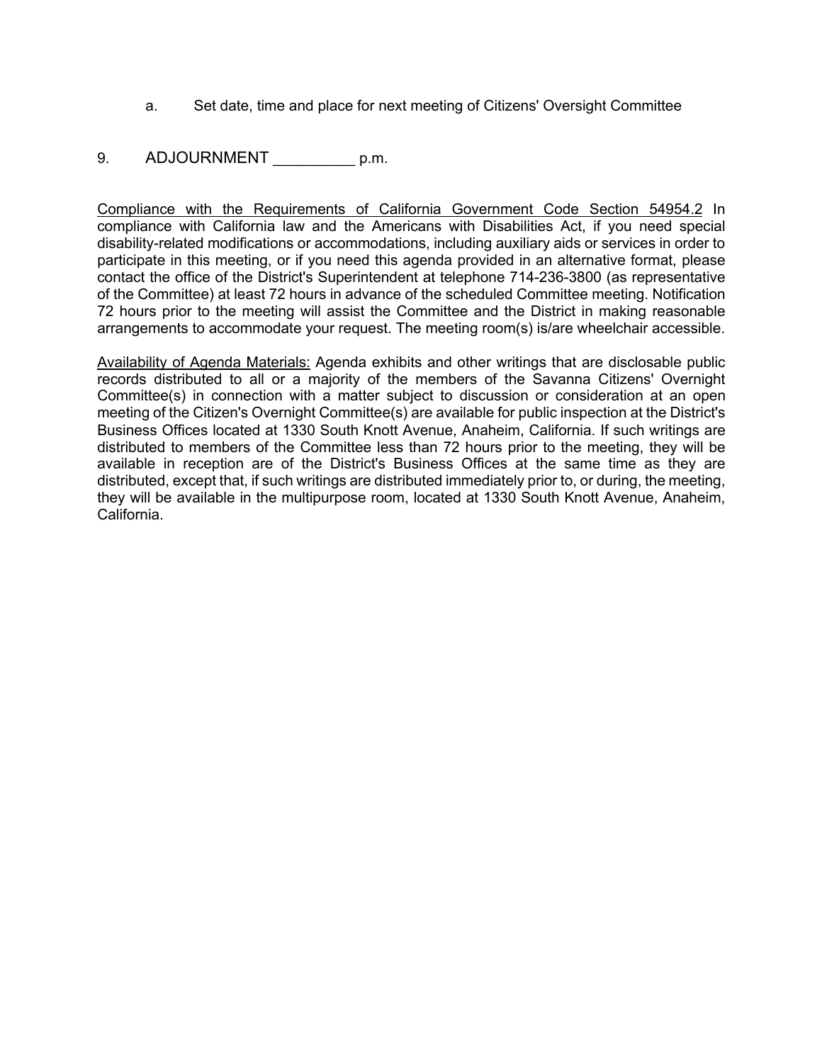a. Set date, time and place for next meeting of Citizens' Oversight Committee

9. ADJOURNMENT _________ p.m.

Compliance with the Requirements of California Government Code Section 54954.2 In compliance with California law and the Americans with Disabilities Act, if you need special disability-related modifications or accommodations, including auxiliary aids or services in order to participate in this meeting, or if you need this agenda provided in an alternative format, please contact the office of the District's Superintendent at telephone 714-236-3800 (as representative of the Committee) at least 72 hours in advance of the scheduled Committee meeting. Notification 72 hours prior to the meeting will assist the Committee and the District in making reasonable arrangements to accommodate your request. The meeting room(s) is/are wheelchair accessible.

Availability of Agenda Materials: Agenda exhibits and other writings that are disclosable public records distributed to all or a majority of the members of the Savanna Citizens' Overnight Committee(s) in connection with a matter subject to discussion or consideration at an open meeting of the Citizen's Overnight Committee(s) are available for public inspection at the District's Business Offices located at 1330 South Knott Avenue, Anaheim, California. If such writings are distributed to members of the Committee less than 72 hours prior to the meeting, they will be available in reception are of the District's Business Offices at the same time as they are distributed, except that, if such writings are distributed immediately prior to, or during, the meeting, they will be available in the multipurpose room, located at 1330 South Knott Avenue, Anaheim, California.